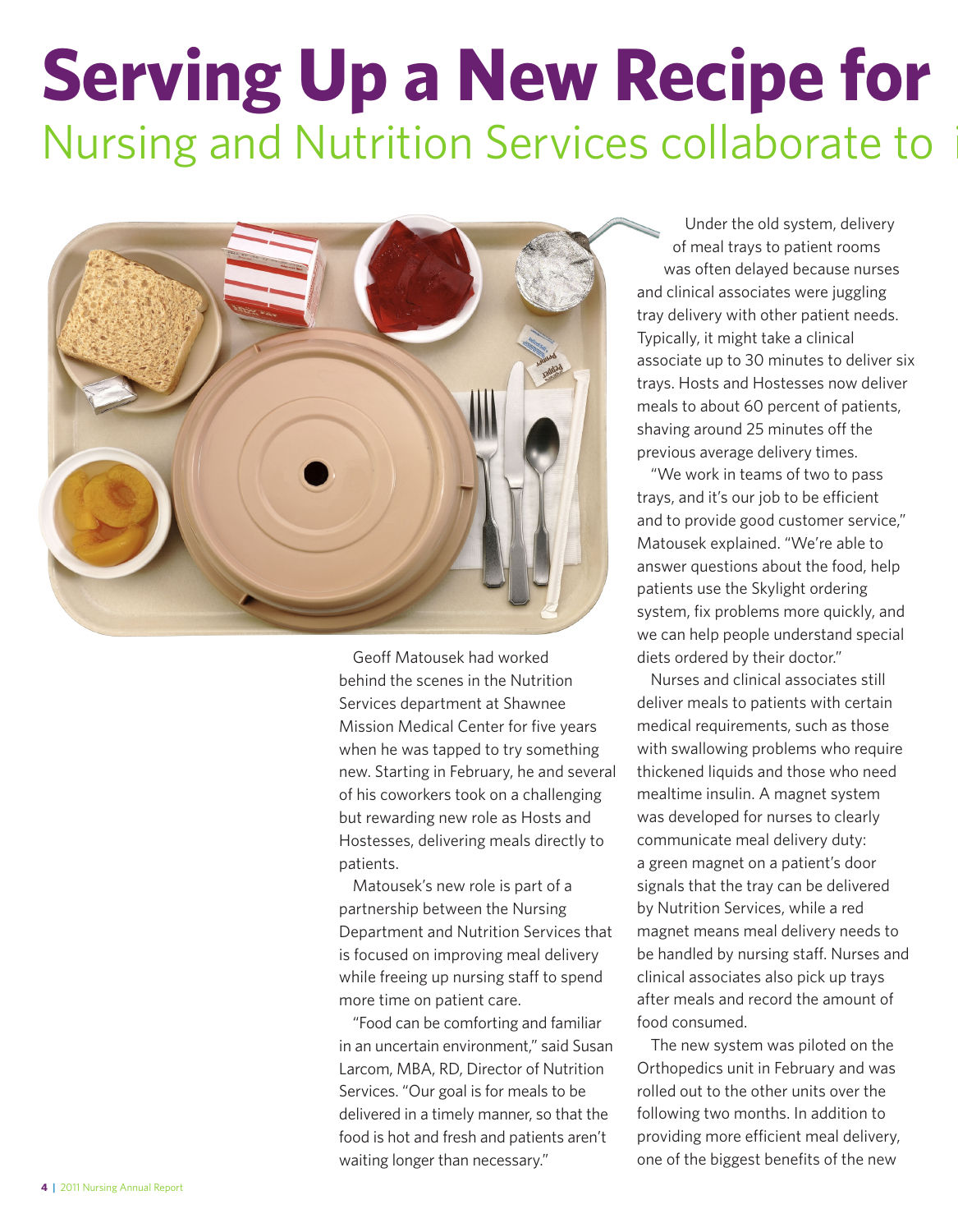# Serving Up a New Recipe for

## Nursing and Nutrition Services collaborate to

Geoff Matousek had worked behind the scenes in the Nutrition Services department at Shawnee Mission Medical Center for five years when he was tapped to try something new. Starting in February, he and several of his coworkers took on a challenging but rewarding new role as Hosts and Hostesses, delivering meals directly to patients.

Matousek's new role is part of a partnership between the Nursing Department and Nutrition Services that is focused on improving meal delivery while freeing up nursing staff to spend more time on patient care.

"Food can be comforting and familiar in an uncertain environment," said Susan Larcom, MBA, RD, Director of Nutrition Services. "Our goal is for meals to be delivered in a timely manner, so that the food is hot and fresh and patients aren't waiting longer than necessary."

Under the old system, delivery of meal trays to patient rooms was often delayed because nurses and clinical associates were juggling tray delivery with other patient needs. Typically, it might take a clinical associate up to 30 minutes to deliver six trays. Hosts and Hostesses now deliver meals to about 60 percent of patients, shaving around 25 minutes off the previous average delivery times.

"We work in teams of two to pass trays, and it's our job to be efficient and to provide good customer service," Matousek explained. "We're able to answer questions about the food, help patients use the Skylight ordering system, fix problems more quickly, and we can help people understand special diets ordered by their doctor."

Nurses and clinical associates still deliver meals to patients with certain medical requirements, such as those with swallowing problems who require thickened liquids and those who need mealtime insulin. A magnet system was developed for nurses to clearly communicate meal delivery duty: a green magnet on a patient's door signals that the tray can be delivered by Nutrition Services, while a red magnet means meal delivery needs to be handled by nursing staff. Nurses and clinical associates also pick up trays after meals and record the amount of food consumed.

The new system was piloted on the Orthopedics unit in February and was rolled out to the other units over the following two months. In addition to providing more efficient meal delivery, one of the biggest benefits of the new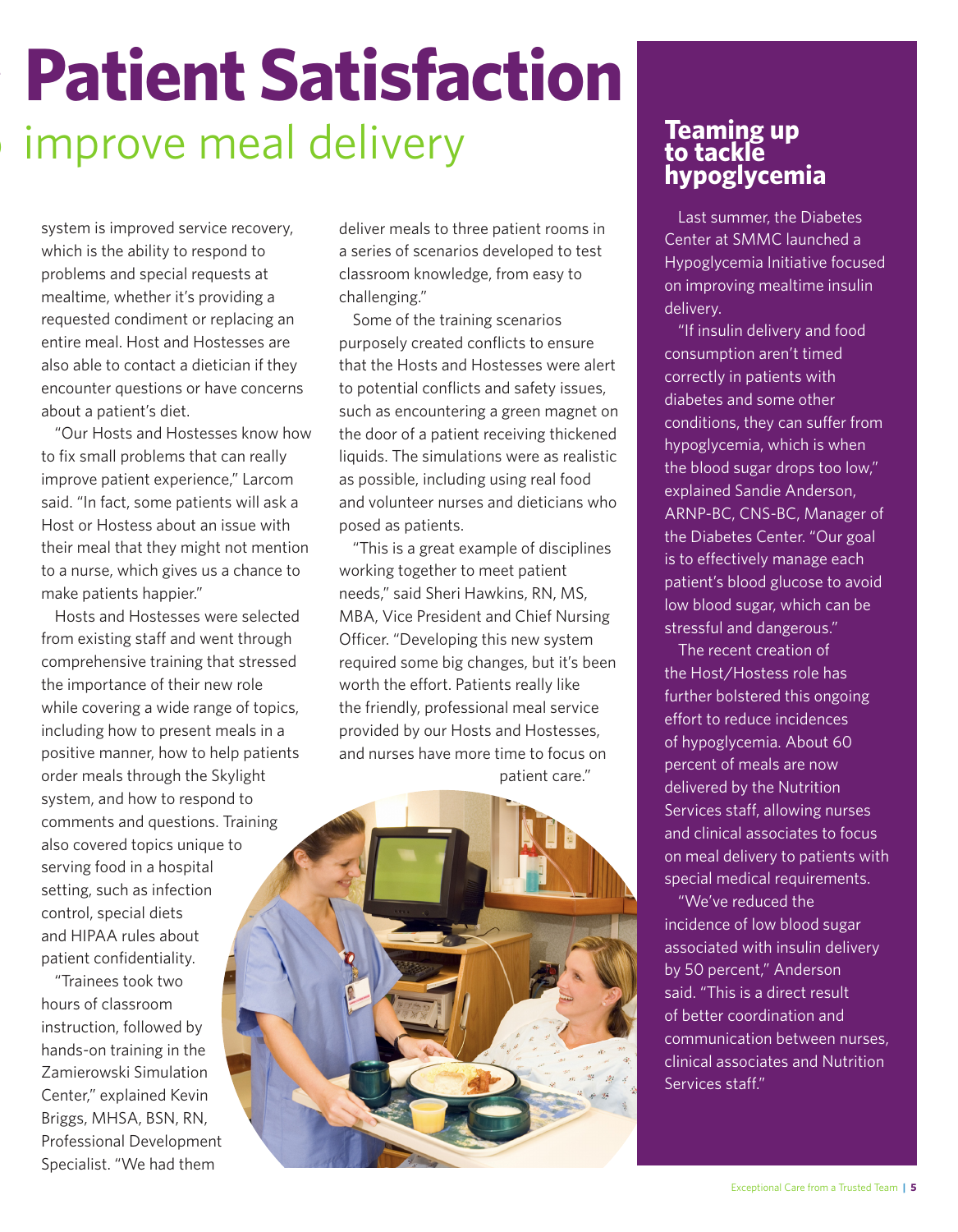# Patient Satisfaction

## improve meal delivery

system is improved service recovery, which is the ability to respond to problems and special requests at mealtime, whether it's providing a requested condiment or replacing an entire meal. Host and Hostesses are also able to contact a dietician if they encounter questions or have concerns about a patient's diet.

"Our Hosts and Hostesses know how to fix small problems that can really improve patient experience," Larcom said. "In fact, some patients will ask a Host or Hostess about an issue with their meal that they might not mention to a nurse, which gives us a chance to make patients happier."

Hosts and Hostesses were selected from existing staff and went through comprehensive training that stressed the importance of their new role while covering a wide range of topics, including how to present meals in a positive manner, how to help patients order meals through the Skylight system, and how to respond to comments and questions. Training also covered topics unique to serving food in a hospital setting, such as infection control, special diets and HIPAA rules about patient confidentiality.

"Trainees took two hours of classroom instruction, followed by hands-on training in the Zamierowski Simulation Center," explained Kevin Briggs, MHSA, BSN, RN, Professional Development Specialist. "We had them deliver meals to three patient rooms in a series of scenarios developed to test classroom knowledge, from easy to challenging."

Some of the training scenarios purposely created conflicts to ensure that the Hosts and Hostesses were alert to potential conflicts and safety issues, such as encountering a green magnet on the door of a patient receiving thickened liquids. The simulations were as realistic as possible, including using real food and volunteer nurses and dieticians who posed as patients.

"This is a great example of disciplines working together to meet patient needs," said Sheri Hawkins, RN, MS, MBA, Vice President and Chief Nursing Officer. "Developing this new system required some big changes, but it's been worth the effort. Patients really like the friendly, professional meal service provided by our Hosts and Hostesses, and nurses have more time to focus on patient care."

## Teaming up to tackle hypoglycemia

Last summer, the Diabetes Center at SMMC launched a Hypoglycemia Initiative focused on improving mealtime insulin delivery.

"If insulin delivery and food consumption aren't timed correctly in patients with diabetes and some other conditions, they can suffer from hypoglycemia, which is when the blood sugar drops too low," explained Sandie Anderson, ARNP-BC, CNS-BC, Manager of the Diabetes Center. "Our goal is to effectively manage each patient's blood glucose to avoid low blood sugar, which can be stressful and dangerous."

The recent creation of the Host/Hostess role has further bolstered this ongoing effort to reduce incidences of hypoglycemia. About 60 percent of meals are now delivered by the Nutrition Services staff, allowing nurses and clinical associates to focus on meal delivery to patients with special medical requirements.

"We've reduced the incidence of low blood sugar associated with insulin delivery by 50 percent," Anderson said. "This is a direct result of better coordination and communication between nurses, clinical associates and Nutrition Services staff."